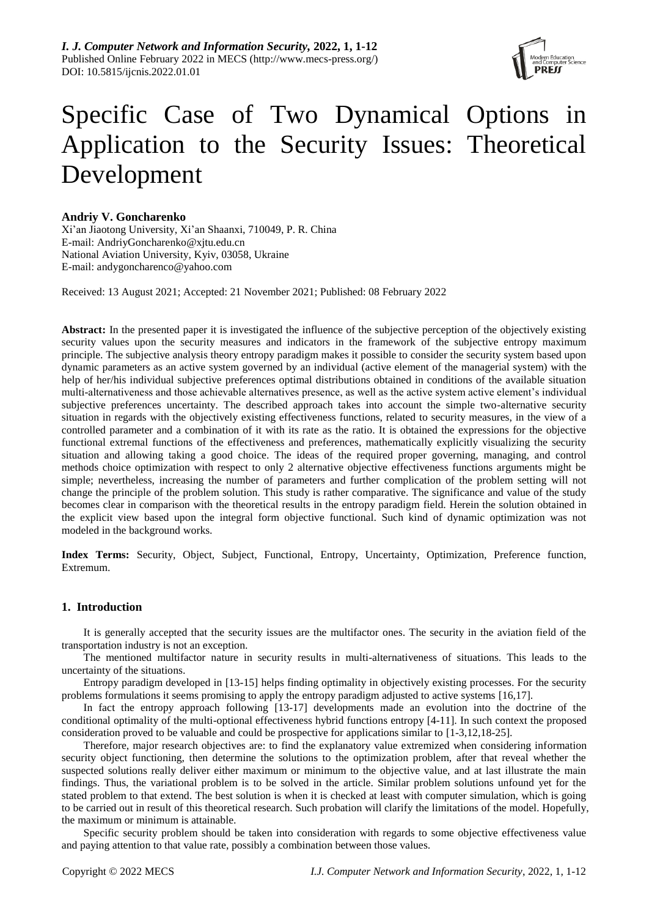# Specific Case of Two Dynamical Options in Application to the Security Issues: Theoretical Development

**Andriy V. Goncharenko**

Xi'an Jiaotong University, Xi'an Shaanxi, 710049, P. R. China
E-mail: AndriyGoncharenko@xjtu.edu.cn
National Aviation University, Kyiv, 03058, Ukraine
E-mail: andygoncharenco@yahoo.com

Received: 13 August 2021; Accepted: 21 November 2021; Published: 08 February 2022

**Abstract:** In the presented paper it is investigated the influence of the subjective perception of the objectively existing security values upon the security measures and indicators in the framework of the subjective entropy maximum principle. The subjective analysis theory entropy paradigm makes it possible to consider the security system based upon dynamic parameters as an active system governed by an individual (active element of the managerial system) with the help of her/his individual subjective preferences optimal distributions obtained in conditions of the available situation multi-alternativeness and those achievable alternatives presence, as well as the active system active element's individual subjective preferences uncertainty. The described approach takes into account the simple two-alternative security situation in regards with the objectively existing effectiveness functions, related to security measures, in the view of a controlled parameter and a combination of it with its rate as the ratio. It is obtained the expressions for the objective functional extremal functions of the effectiveness and preferences, mathematically explicitly visualizing the security situation and allowing taking a good choice. The ideas of the required proper governing, managing, and control methods choice optimization with respect to only 2 alternative objective effectiveness functions arguments might be simple; nevertheless, increasing the number of parameters and further complication of the problem setting will not change the principle of the problem solution. This study is rather comparative. The significance and value of the study becomes clear in comparison with the theoretical results in the entropy paradigm field. Herein the solution obtained in the explicit view based upon the integral form objective functional. Such kind of dynamic optimization was not modeled in the background works.

**Index Terms:** Security, Object, Subject, Functional, Entropy, Uncertainty, Optimization, Preference function, Extremum.

## 1. Introduction

It is generally accepted that the security issues are the multifactor ones. The security in the aviation field of the transportation industry is not an exception.

The mentioned multifactor nature in security results in multi-alternativeness of situations. This leads to the uncertainty of the situations.

Entropy paradigm developed in [13-15] helps finding optimality in objectively existing processes. For the security problems formulations it seems promising to apply the entropy paradigm adjusted to active systems [16,17].

In fact the entropy approach following [13-17] developments made an evolution into the doctrine of the conditional optimality of the multi-optional effectiveness hybrid functions entropy [4-11]. In such context the proposed consideration proved to be valuable and could be prospective for applications similar to [1-3,12,18-25].

Therefore, major research objectives are: to find the explanatory value extremized when considering information security object functioning, then determine the solutions to the optimization problem, after that reveal whether the suspected solutions really deliver either maximum or minimum to the objective value, and at last illustrate the main findings. Thus, the variational problem is to be solved in the article. Similar problem solutions unfound yet for the stated problem to that extend. The best solution is when it is checked at least with computer simulation, which is going to be carried out in result of this theoretical research. Such probation will clarify the limitations of the model. Hopefully, the maximum or minimum is attainable.

Specific security problem should be taken into consideration with regards to some objective effectiveness value and paying attention to that value rate, possibly a combination between those values.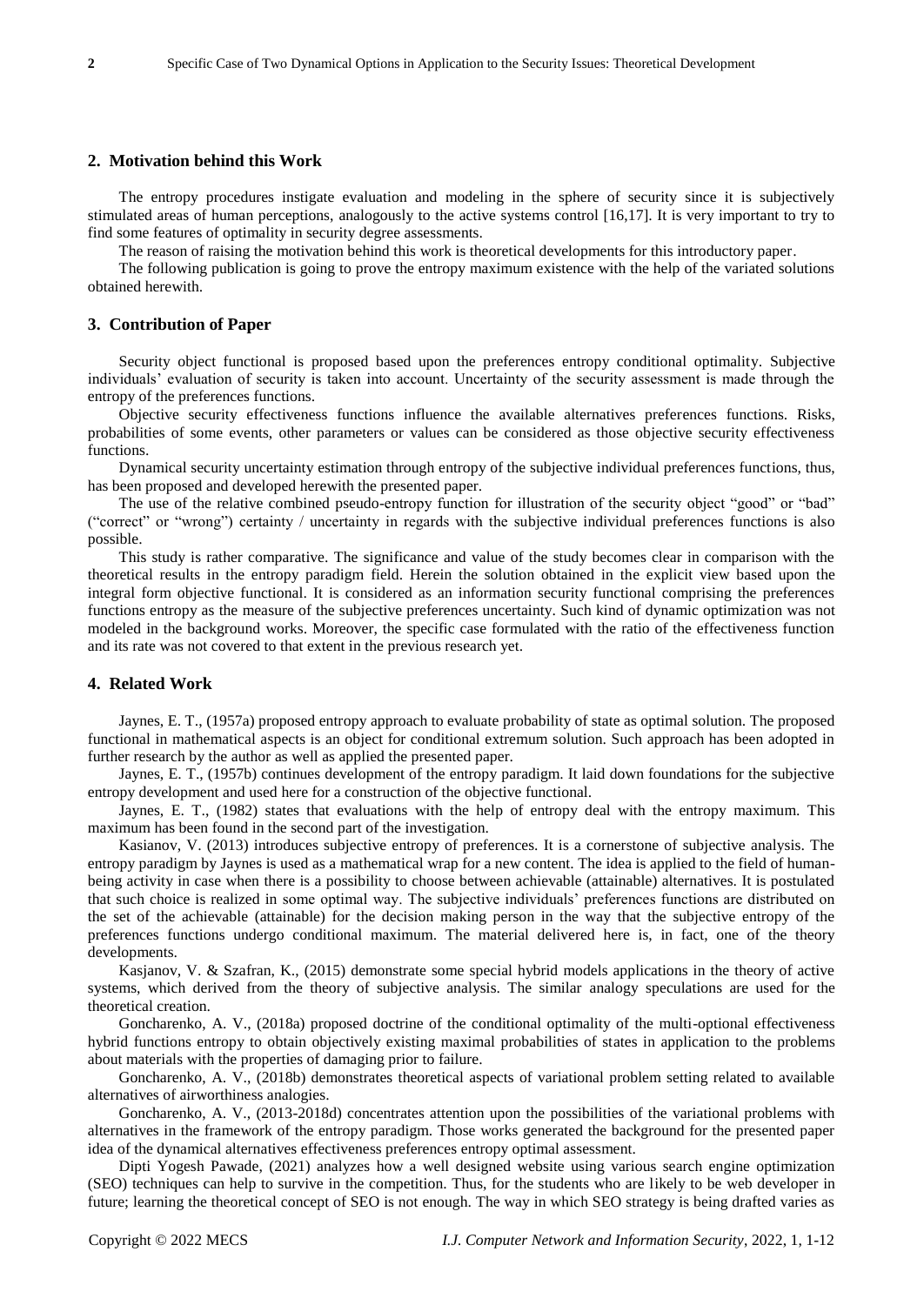## 2. Motivation behind this Work

The entropy procedures instigate evaluation and modeling in the sphere of security since it is subjectively stimulated areas of human perceptions, analogously to the active systems control [16,17]. It is very important to try to find some features of optimality in security degree assessments.

The reason of raising the motivation behind this work is theoretical developments for this introductory paper.

The following publication is going to prove the entropy maximum existence with the help of the variated solutions obtained herewith.

## 3. Contribution of Paper

Security object functional is proposed based upon the preferences entropy conditional optimality. Subjective individuals' evaluation of security is taken into account. Uncertainty of the security assessment is made through the entropy of the preferences functions.

Objective security effectiveness functions influence the available alternatives preferences functions. Risks, probabilities of some events, other parameters or values can be considered as those objective security effectiveness functions.

Dynamical security uncertainty estimation through entropy of the subjective individual preferences functions, thus, has been proposed and developed herewith the presented paper.

The use of the relative combined pseudo-entropy function for illustration of the security object "good" or "bad" ("correct" or "wrong") certainty / uncertainty in regards with the subjective individual preferences functions is also possible.

This study is rather comparative. The significance and value of the study becomes clear in comparison with the theoretical results in the entropy paradigm field. Herein the solution obtained in the explicit view based upon the integral form objective functional. It is considered as an information security functional comprising the preferences functions entropy as the measure of the subjective preferences uncertainty. Such kind of dynamic optimization was not modeled in the background works. Moreover, the specific case formulated with the ratio of the effectiveness function and its rate was not covered to that extent in the previous research yet.

## 4. Related Work

Jaynes, E. T., (1957a) proposed entropy approach to evaluate probability of state as optimal solution. The proposed functional in mathematical aspects is an object for conditional extremum solution. Such approach has been adopted in further research by the author as well as applied the presented paper.

Jaynes, E. T., (1957b) continues development of the entropy paradigm. It laid down foundations for the subjective entropy development and used here for a construction of the objective functional.

Jaynes, E. T., (1982) states that evaluations with the help of entropy deal with the entropy maximum. This maximum has been found in the second part of the investigation.

Kasianov, V. (2013) introduces subjective entropy of preferences. It is a cornerstone of subjective analysis. The entropy paradigm by Jaynes is used as a mathematical wrap for a new content. The idea is applied to the field of human-being activity in case when there is a possibility to choose between achievable (attainable) alternatives. It is postulated that such choice is realized in some optimal way. The subjective individuals' preferences functions are distributed on the set of the achievable (attainable) for the decision making person in the way that the subjective entropy of the preferences functions undergo conditional maximum. The material delivered here is, in fact, one of the theory developments.

Kasjanov, V. & Szafran, K., (2015) demonstrate some special hybrid models applications in the theory of active systems, which derived from the theory of subjective analysis. The similar analogy speculations are used for the theoretical creation.

Goncharenko, A. V., (2018a) proposed doctrine of the conditional optimality of the multi-optional effectiveness hybrid functions entropy to obtain objectively existing maximal probabilities of states in application to the problems about materials with the properties of damaging prior to failure.

Goncharenko, A. V., (2018b) demonstrates theoretical aspects of variational problem setting related to available alternatives of airworthiness analogies.

Goncharenko, A. V., (2013-2018d) concentrates attention upon the possibilities of the variational problems with alternatives in the framework of the entropy paradigm. Those works generated the background for the presented paper idea of the dynamical alternatives effectiveness preferences entropy optimal assessment.

Dipti Yogesh Pawade, (2021) analyzes how a well designed website using various search engine optimization (SEO) techniques can help to survive in the competition. Thus, for the students who are likely to be web developer in future; learning the theoretical concept of SEO is not enough. The way in which SEO strategy is being drafted varies as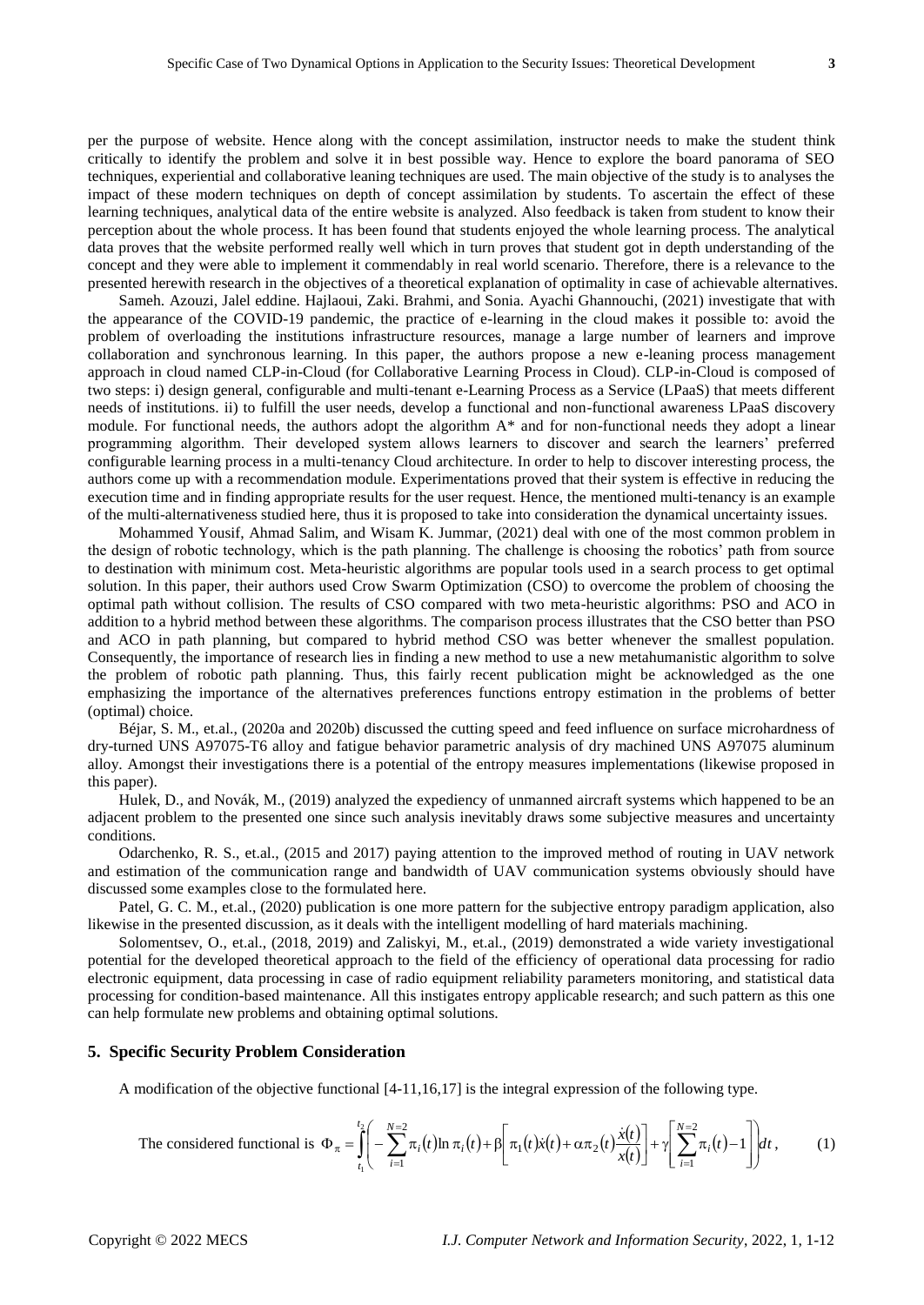per the purpose of website. Hence along with the concept assimilation, instructor needs to make the student think critically to identify the problem and solve it in best possible way. Hence to explore the board panorama of SEO techniques, experiential and collaborative leaning techniques are used. The main objective of the study is to analyses the impact of these modern techniques on depth of concept assimilation by students. To ascertain the effect of these learning techniques, analytical data of the entire website is analyzed. Also feedback is taken from student to know their perception about the whole process. It has been found that students enjoyed the whole learning process. The analytical data proves that the website performed really well which in turn proves that student got in depth understanding of the concept and they were able to implement it commendably in real world scenario. Therefore, there is a relevance to the presented herewith research in the objectives of a theoretical explanation of optimality in case of achievable alternatives.

Sameh. Azouzi, Jalel eddine. Hajlaoui, Zaki. Brahmi, and Sonia. Ayachi Ghannouchi, (2021) investigate that with the appearance of the COVID-19 pandemic, the practice of e-learning in the cloud makes it possible to: avoid the problem of overloading the institutions infrastructure resources, manage a large number of learners and improve collaboration and synchronous learning. In this paper, the authors propose a new e-leaning process management approach in cloud named CLP-in-Cloud (for Collaborative Learning Process in Cloud). CLP-in-Cloud is composed of two steps: i) design general, configurable and multi-tenant e-Learning Process as a Service (LPaaS) that meets different needs of institutions. ii) to fulfill the user needs, develop a functional and non-functional awareness LPaaS discovery module. For functional needs, the authors adopt the algorithm A* and for non-functional needs they adopt a linear programming algorithm. Their developed system allows learners to discover and search the learners' preferred configurable learning process in a multi-tenancy Cloud architecture. In order to help to discover interesting process, the authors come up with a recommendation module. Experimentations proved that their system is effective in reducing the execution time and in finding appropriate results for the user request. Hence, the mentioned multi-tenancy is an example of the multi-alternativeness studied here, thus it is proposed to take into consideration the dynamical uncertainty issues.

Mohammed Yousif, Ahmad Salim, and Wisam K. Jummar, (2021) deal with one of the most common problem in the design of robotic technology, which is the path planning. The challenge is choosing the robotics' path from source to destination with minimum cost. Meta-heuristic algorithms are popular tools used in a search process to get optimal solution. In this paper, their authors used Crow Swarm Optimization (CSO) to overcome the problem of choosing the optimal path without collision. The results of CSO compared with two meta-heuristic algorithms: PSO and ACO in addition to a hybrid method between these algorithms. The comparison process illustrates that the CSO better than PSO and ACO in path planning, but compared to hybrid method CSO was better whenever the smallest population. Consequently, the importance of research lies in finding a new method to use a new metahumanistic algorithm to solve the problem of robotic path planning. Thus, this fairly recent publication might be acknowledged as the one emphasizing the importance of the alternatives preferences functions entropy estimation in the problems of better (optimal) choice.

Béjar, S. M., et.al., (2020a and 2020b) discussed the cutting speed and feed influence on surface microhardness of dry-turned UNS A97075-T6 alloy and fatigue behavior parametric analysis of dry machined UNS A97075 aluminum alloy. Amongst their investigations there is a potential of the entropy measures implementations (likewise proposed in this paper).

Hulek, D., and Novák, M., (2019) analyzed the expediency of unmanned aircraft systems which happened to be an adjacent problem to the presented one since such analysis inevitably draws some subjective measures and uncertainty conditions.

Odarchenko, R. S., et.al., (2015 and 2017) paying attention to the improved method of routing in UAV network and estimation of the communication range and bandwidth of UAV communication systems obviously should have discussed some examples close to the formulated here.

Patel, G. C. M., et.al., (2020) publication is one more pattern for the subjective entropy paradigm application, also likewise in the presented discussion, as it deals with the intelligent modelling of hard materials machining.

Solomentsev, O., et.al., (2018, 2019) and Zaliskyi, M., et.al., (2019) demonstrated a wide variety investigational potential for the developed theoretical approach to the field of the efficiency of operational data processing for radio electronic equipment, data processing in case of radio equipment reliability parameters monitoring, and statistical data processing for condition-based maintenance. All this instigates entropy applicable research; and such pattern as this one can help formulate new problems and obtaining optimal solutions.

## 5. Specific Security Problem Consideration

A modification of the objective functional [4-11,16,17] is the integral expression of the following type.

The considered functional is
$$\Phi_{\pi}=\int_{t_1}^{t_2}\left(-\sum_{i=1}^{N=2}\pi_i(t)\ln\pi_i(t)+\beta\left[\pi_1(t)\dot{x}(t)+\alpha\pi_2(t)\frac{\dot{x}(t)}{x(t)}\right]+\gamma\left[\sum_{i=1}^{N=2}\pi_i(t)-1\right]\right)dt, \qquad (1)$$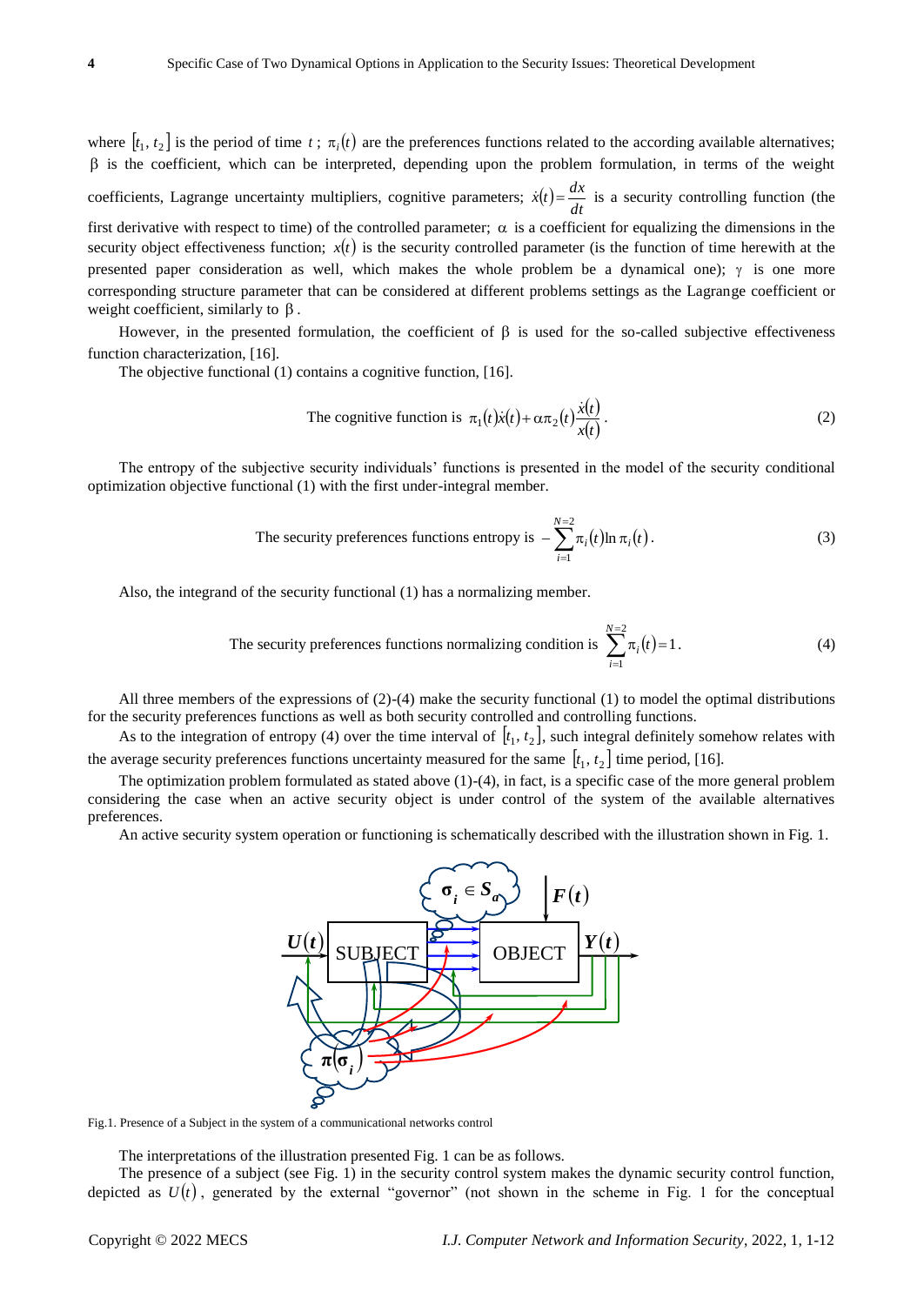where $[t_1, t_2]$ is the period of time $t$; $\pi_i(t)$ are the preferences functions related to the according available alternatives; $\beta$ is the coefficient, which can be interpreted, depending upon the problem formulation, in terms of the weight coefficients, Lagrange uncertainty multipliers, cognitive parameters; $\dot{x}(t) = \frac{dx}{dt}$ is a security controlling function (the first derivative with respect to time) of the controlled parameter; $\alpha$ is a coefficient for equalizing the dimensions in the security object effectiveness function; $x(t)$ is the security controlled parameter (is the function of time herewith at the presented paper consideration as well, which makes the whole problem be a dynamical one); $\gamma$ is one more corresponding structure parameter that can be considered at different problems settings as the Lagrange coefficient or weight coefficient, similarly to $\beta$.

However, in the presented formulation, the coefficient of $\beta$ is used for the so-called subjective effectiveness function characterization, [16].

The objective functional (1) contains a cognitive function, [16].

$$\text{The cognitive function is } \pi_1(t)\dot{x}(t) + \alpha\pi_2(t)\frac{\dot{x}(t)}{x(t)}. \tag{2}$$

The entropy of the subjective security individuals' functions is presented in the model of the security conditional optimization objective functional (1) with the first under-integral member.

$$\text{The security preferences functions entropy is } -\sum_{i=1}^{N=2} \pi_i(t) \ln \pi_i(t). \tag{3}$$

Also, the integrand of the security functional (1) has a normalizing member.

$$\text{The security preferences functions normalizing condition is } \sum_{i=1}^{N=2} \pi_i(t) = 1. \tag{4}$$

All three members of the expressions of (2)-(4) make the security functional (1) to model the optimal distributions for the security preferences functions as well as both security controlled and controlling functions.

As to the integration of entropy (4) over the time interval of $[t_1, t_2]$, such integral definitely somehow relates with the average security preferences functions uncertainty measured for the same $[t_1, t_2]$ time period, [16].

The optimization problem formulated as stated above (1)-(4), in fact, is a specific case of the more general problem considering the case when an active security object is under control of the system of the available alternatives preferences.

An active security system operation or functioning is schematically described with the illustration shown in Fig. 1.

Fig.1. Presence of a Subject in the system of a communicational networks control

The interpretations of the illustration presented Fig. 1 can be as follows.

The presence of a subject (see Fig. 1) in the security control system makes the dynamic security control function, depicted as $U(t)$, generated by the external "governor" (not shown in the scheme in Fig. 1 for the conceptual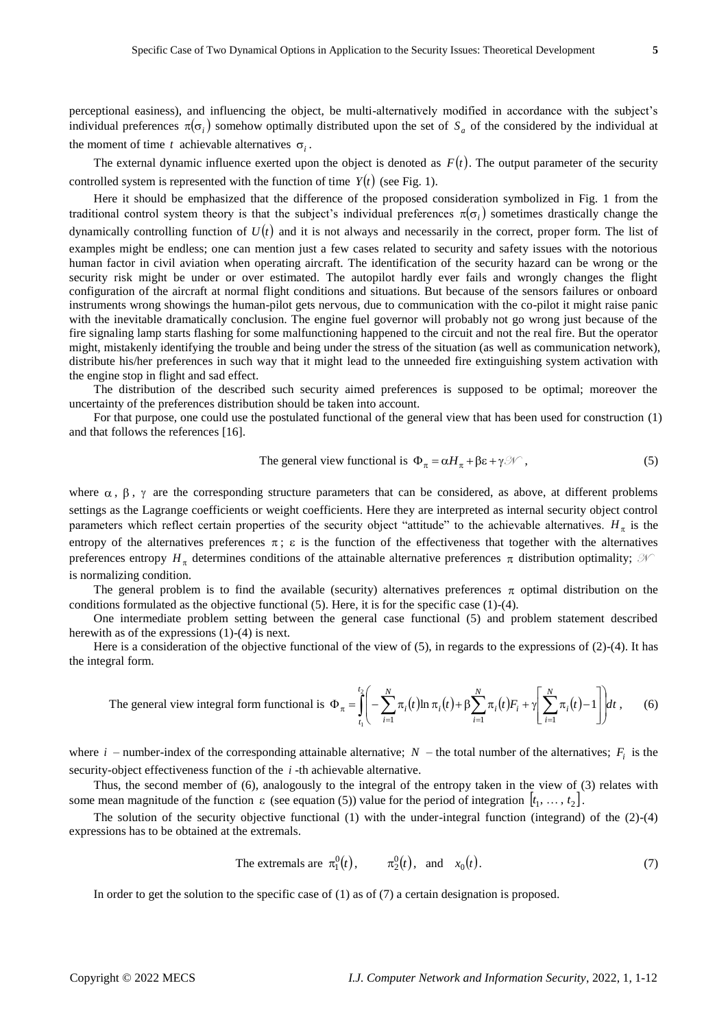perceptional easiness), and influencing the object, be multi-alternatively modified in accordance with the subject's individual preferences $\pi(\sigma_i)$ somehow optimally distributed upon the set of $S_a$ of the considered by the individual at the moment of time $t$ achievable alternatives $\sigma_i$.

The external dynamic influence exerted upon the object is denoted as $F(t)$. The output parameter of the security controlled system is represented with the function of time $Y(t)$ (see Fig. 1).

Here it should be emphasized that the difference of the proposed consideration symbolized in Fig. 1 from the traditional control system theory is that the subject's individual preferences $\pi(\sigma_i)$ sometimes drastically change the dynamically controlling function of $U(t)$ and it is not always and necessarily in the correct, proper form. The list of examples might be endless; one can mention just a few cases related to security and safety issues with the notorious human factor in civil aviation when operating aircraft. The identification of the security hazard can be wrong or the security risk might be under or over estimated. The autopilot hardly ever fails and wrongly changes the flight configuration of the aircraft at normal flight conditions and situations. But because of the sensors failures or onboard instruments wrong showings the human-pilot gets nervous, due to communication with the co-pilot it might raise panic with the inevitable dramatically conclusion. The engine fuel governor will probably not go wrong just because of the fire signaling lamp starts flashing for some malfunctioning happened to the circuit and not the real fire. But the operator might, mistakenly identifying the trouble and being under the stress of the situation (as well as communication network), distribute his/her preferences in such way that it might lead to the unneeded fire extinguishing system activation with the engine stop in flight and sad effect.

The distribution of the described such security aimed preferences is supposed to be optimal; moreover the uncertainty of the preferences distribution should be taken into account.

For that purpose, one could use the postulated functional of the general view that has been used for construction (1) and that follows the references [16].

$$\text{The general view functional is } \Phi_\pi = \alpha H_\pi + \beta\varepsilon + \gamma \mathscr{N}, \tag{5}$$

where $\alpha$, $\beta$, $\gamma$ are the corresponding structure parameters that can be considered, as above, at different problems settings as the Lagrange coefficients or weight coefficients. Here they are interpreted as internal security object control parameters which reflect certain properties of the security object "attitude" to the achievable alternatives. $H_\pi$ is the entropy of the alternatives preferences $\pi$; $\varepsilon$ is the function of the effectiveness that together with the alternatives preferences entropy $H_\pi$ determines conditions of the attainable alternative preferences $\pi$ distribution optimality; $\mathscr{N}$ is normalizing condition.

The general problem is to find the available (security) alternatives preferences $\pi$ optimal distribution on the conditions formulated as the objective functional (5). Here, it is for the specific case (1)-(4).

One intermediate problem setting between the general case functional (5) and problem statement described herewith as of the expressions (1)-(4) is next.

Here is a consideration of the objective functional of the view of (5), in regards to the expressions of (2)-(4). It has the integral form.

$$\text{The general view integral form functional is } \Phi_\pi = \int_{t_1}^{t_2} \left( -\sum_{i=1}^{N} \pi_i(t) \ln \pi_i(t) + \beta \sum_{i=1}^{N} \pi_i(t) F_i + \gamma \left[ \sum_{i=1}^{N} \pi_i(t) - 1 \right] \right) dt, \tag{6}$$

where $i$ – number-index of the corresponding attainable alternative; $N$ – the total number of the alternatives; $F_i$ is the security-object effectiveness function of the $i$-th achievable alternative.

Thus, the second member of (6), analogously to the integral of the entropy taken in the view of (3) relates with some mean magnitude of the function $\varepsilon$ (see equation (5)) value for the period of integration $[t_1, \ldots, t_2]$.

The solution of the security objective functional (1) with the under-integral function (integrand) of the (2)-(4) expressions has to be obtained at the extremals.

$$\text{The extremals are } \pi_1^0(t), \quad \pi_2^0(t), \text{ and } x_0(t). \tag{7}$$

In order to get the solution to the specific case of (1) as of (7) a certain designation is proposed.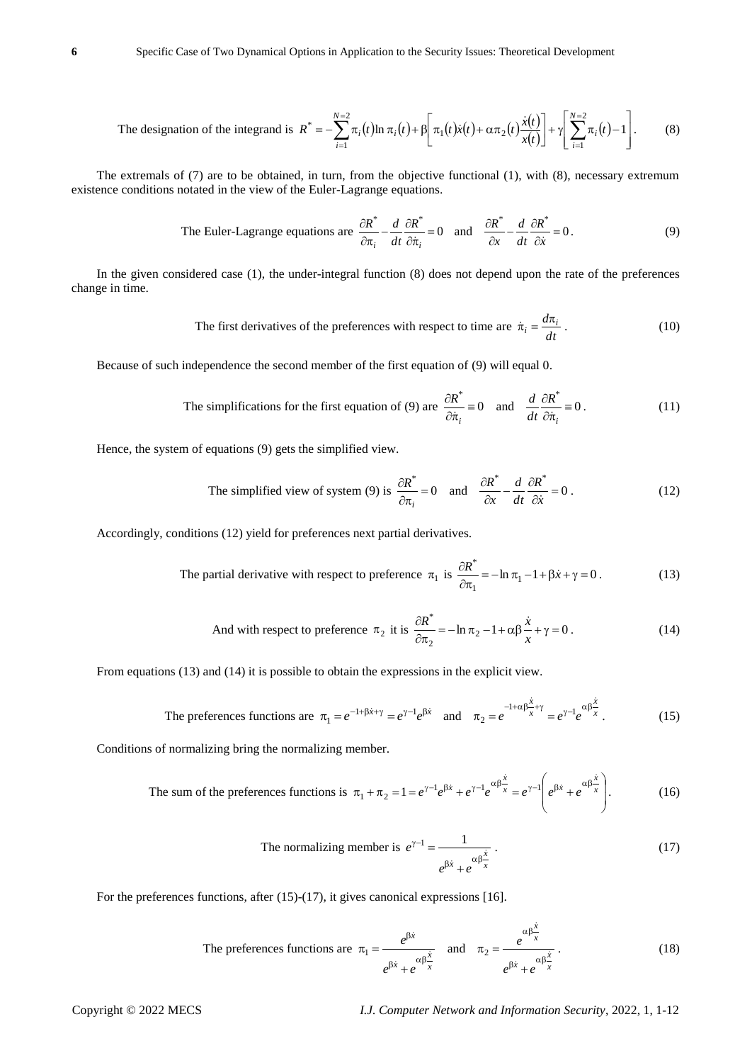The designation of the integrand is $R^* = -\sum_{i=1}^{N=2} \pi_i(t) \ln \pi_i(t) + \beta \left[ \pi_1(t)\dot{x}(t) + \alpha \pi_2(t) \frac{\dot{x}(t)}{x(t)} \right] + \gamma \left[ \sum_{i=1}^{N=2} \pi_i(t) - 1 \right]$. (8)

The extremals of (7) are to be obtained, in turn, from the objective functional (1), with (8), necessary extremum existence conditions notated in the view of the Euler-Lagrange equations.

The Euler-Lagrange equations are $\frac{\partial R^*}{\partial \pi_i} - \frac{d}{dt} \frac{\partial R^*}{\partial \dot{\pi}_i} = 0$ and $\frac{\partial R^*}{\partial x} - \frac{d}{dt} \frac{\partial R^*}{\partial \dot{x}} = 0$. (9)

In the given considered case (1), the under-integral function (8) does not depend upon the rate of the preferences change in time.

The first derivatives of the preferences with respect to time are $\dot{\pi}_i = \frac{d\pi_i}{dt}$. (10)

Because of such independence the second member of the first equation of (9) will equal 0.

The simplifications for the first equation of (9) are $\frac{\partial R^*}{\partial \dot{\pi}_i} \equiv 0$ and $\frac{d}{dt} \frac{\partial R^*}{\partial \dot{\pi}_i} \equiv 0$. (11)

Hence, the system of equations (9) gets the simplified view.

The simplified view of system (9) is $\frac{\partial R^*}{\partial \pi_i} = 0$ and $\frac{\partial R^*}{\partial x} - \frac{d}{dt} \frac{\partial R^*}{\partial \dot{x}} = 0$. (12)

Accordingly, conditions (12) yield for preferences next partial derivatives.

The partial derivative with respect to preference $\pi_1$ is $\frac{\partial R^*}{\partial \pi_1} = -\ln \pi_1 - 1 + \beta \dot{x} + \gamma = 0$. (13)

And with respect to preference $\pi_2$ it is $\frac{\partial R^*}{\partial \pi_2} = -\ln \pi_2 - 1 + \alpha \beta \frac{\dot{x}}{x} + \gamma = 0$. (14)

From equations (13) and (14) it is possible to obtain the expressions in the explicit view.

The preferences functions are $\pi_1 = e^{-1+\beta\dot{x}+\gamma} = e^{\gamma-1} e^{\beta\dot{x}}$ and $\pi_2 = e^{-1+\alpha\beta\frac{\dot{x}}{x}+\gamma} = e^{\gamma-1} e^{\alpha\beta\frac{\dot{x}}{x}}$. (15)

Conditions of normalizing bring the normalizing member.

The sum of the preferences functions is $\pi_1 + \pi_2 = 1 = e^{\gamma-1} e^{\beta\dot{x}} + e^{\gamma-1} e^{\alpha\beta\frac{\dot{x}}{x}} = e^{\gamma-1} \left( e^{\beta\dot{x}} + e^{\alpha\beta\frac{\dot{x}}{x}} \right)$. (16)

The normalizing member is $e^{\gamma-1} = \frac{1}{e^{\beta\dot{x}} + e^{\alpha\beta\frac{\dot{x}}{x}}}$. (17)

For the preferences functions, after (15)-(17), it gives canonical expressions [16].

The preferences functions are $\pi_1 = \frac{e^{\beta\dot{x}}}{e^{\beta\dot{x}} + e^{\alpha\beta\frac{\dot{x}}{x}}}$ and $\pi_2 = \frac{e^{\alpha\beta\frac{\dot{x}}{x}}}{e^{\beta\dot{x}} + e^{\alpha\beta\frac{\dot{x}}{x}}}$. (18)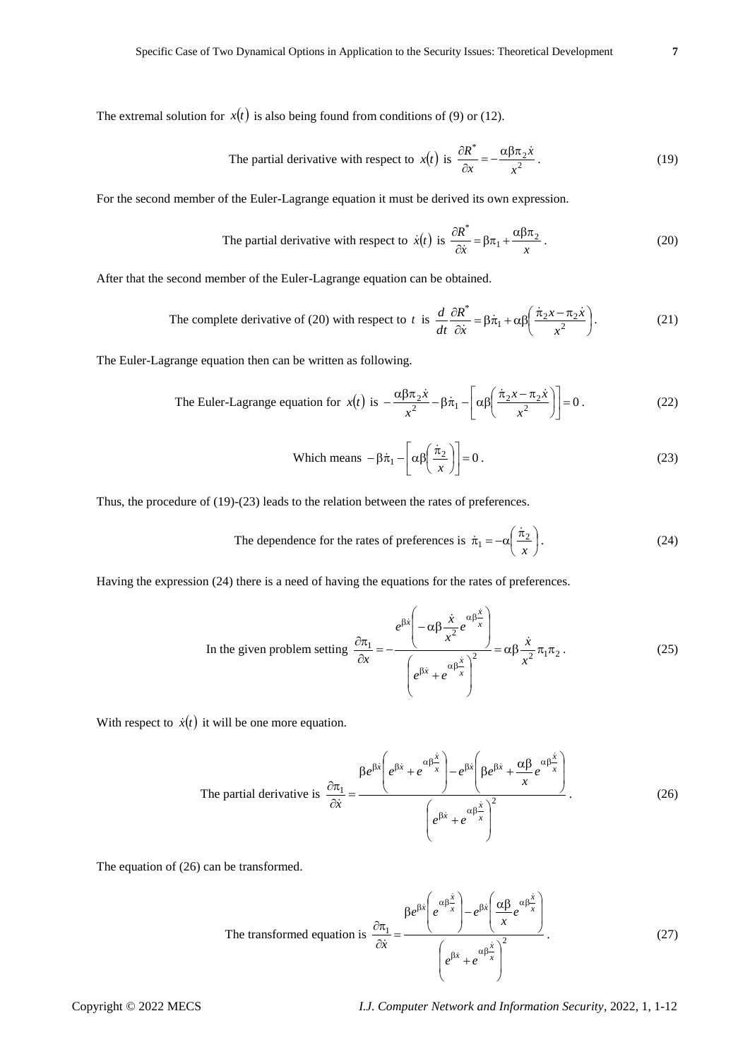The extremal solution for $x(t)$ is also being found from conditions of (9) or (12).

$$\text{The partial derivative with respect to } x(t) \text{ is } \frac{\partial R^*}{\partial x} = -\frac{\alpha\beta\pi_2\dot{x}}{x^2}. \tag{19}$$

For the second member of the Euler-Lagrange equation it must be derived its own expression.

$$\text{The partial derivative with respect to } \dot{x}(t) \text{ is } \frac{\partial R^*}{\partial \dot{x}} = \beta\pi_1 + \frac{\alpha\beta\pi_2}{x}. \tag{20}$$

After that the second member of the Euler-Lagrange equation can be obtained.

$$\text{The complete derivative of (20) with respect to } t \text{ is } \frac{d}{dt}\frac{\partial R^*}{\partial \dot{x}} = \beta\dot{\pi}_1 + \alpha\beta\left(\frac{\dot{\pi}_2 x - \pi_2\dot{x}}{x^2}\right). \tag{21}$$

The Euler-Lagrange equation then can be written as following.

$$\text{The Euler-Lagrange equation for } x(t) \text{ is } -\frac{\alpha\beta\pi_2\dot{x}}{x^2} - \beta\dot{\pi}_1 - \left[\alpha\beta\left(\frac{\dot{\pi}_2 x - \pi_2\dot{x}}{x^2}\right)\right] = 0. \tag{22}$$

$$\text{Which means } -\beta\dot{\pi}_1 - \left[\alpha\beta\left(\frac{\dot{\pi}_2}{x}\right)\right] = 0. \tag{23}$$

Thus, the procedure of (19)-(23) leads to the relation between the rates of preferences.

$$\text{The dependence for the rates of preferences is } \dot{\pi}_1 = -\alpha\left(\frac{\dot{\pi}_2}{x}\right). \tag{24}$$

Having the expression (24) there is a need of having the equations for the rates of preferences.

$$\text{In the given problem setting } \frac{\partial \pi_1}{\partial x} = -\frac{e^{\beta\dot{x}}\left(-\alpha\beta\frac{\dot{x}}{x^2}e^{\alpha\beta\frac{\dot{x}}{x}}\right)}{\left(e^{\beta\dot{x}} + e^{\alpha\beta\frac{\dot{x}}{x}}\right)^2} = \alpha\beta\frac{\dot{x}}{x^2}\pi_1\pi_2. \tag{25}$$

With respect to $\dot{x}(t)$ it will be one more equation.

$$\text{The partial derivative is } \frac{\partial \pi_1}{\partial \dot{x}} = \frac{\beta e^{\beta\dot{x}}\left(e^{\beta\dot{x}} + e^{\alpha\beta\frac{\dot{x}}{x}}\right) - e^{\beta\dot{x}}\left(\beta e^{\beta\dot{x}} + \frac{\alpha\beta}{x}e^{\alpha\beta\frac{\dot{x}}{x}}\right)}{\left(e^{\beta\dot{x}} + e^{\alpha\beta\frac{\dot{x}}{x}}\right)^2}. \tag{26}$$

The equation of (26) can be transformed.

$$\text{The transformed equation is } \frac{\partial \pi_1}{\partial \dot{x}} = \frac{\beta e^{\beta\dot{x}}\left(e^{\alpha\beta\frac{\dot{x}}{x}}\right) - e^{\beta\dot{x}}\left(\frac{\alpha\beta}{x}e^{\alpha\beta\frac{\dot{x}}{x}}\right)}{\left(e^{\beta\dot{x}} + e^{\alpha\beta\frac{\dot{x}}{x}}\right)^2}. \tag{27}$$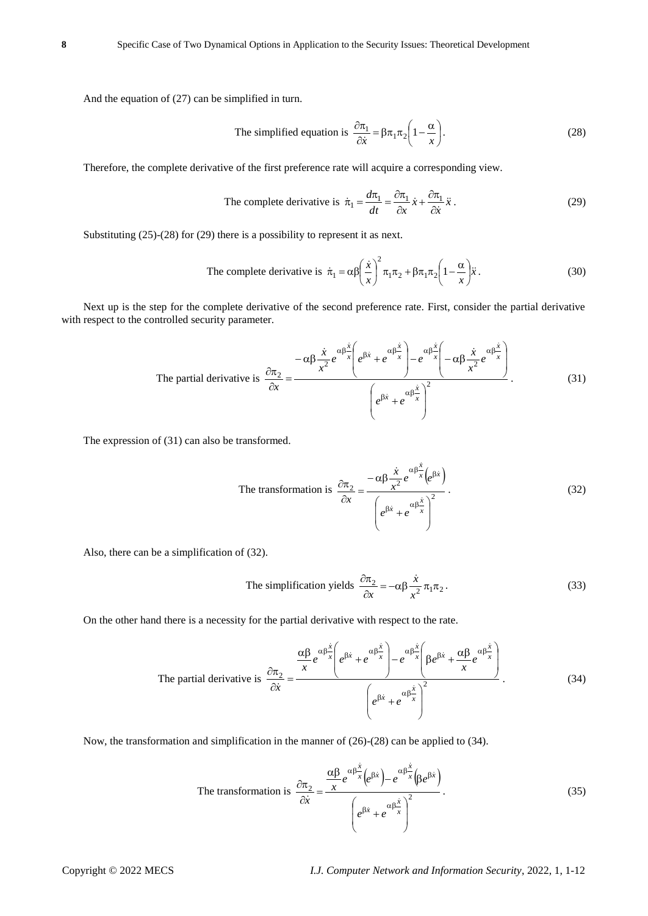And the equation of (27) can be simplified in turn.

$$\text{The simplified equation is } \frac{\partial \pi_1}{\partial \dot{x}} = \beta \pi_1 \pi_2 \left(1 - \frac{\alpha}{x}\right). \tag{28}$$

Therefore, the complete derivative of the first preference rate will acquire a corresponding view.

$$\text{The complete derivative is } \dot{\pi}_1 = \frac{d\pi_1}{dt} = \frac{\partial \pi_1}{\partial x}\dot{x} + \frac{\partial \pi_1}{\partial \dot{x}}\ddot{x}. \tag{29}$$

Substituting (25)-(28) for (29) there is a possibility to represent it as next.

$$\text{The complete derivative is } \dot{\pi}_1 = \alpha\beta\left(\frac{\dot{x}}{x}\right)^2 \pi_1\pi_2 + \beta\pi_1\pi_2\left(1 - \frac{\alpha}{x}\right)\ddot{x}. \tag{30}$$

Next up is the step for the complete derivative of the second preference rate. First, consider the partial derivative with respect to the controlled security parameter.

$$\text{The partial derivative is } \frac{\partial \pi_2}{\partial x} = \frac{-\alpha\beta\frac{\dot{x}}{x^2}e^{\alpha\beta\frac{\dot{x}}{x}}\left(e^{\beta\dot{x}} + e^{\alpha\beta\frac{\dot{x}}{x}}\right) - e^{\alpha\beta\frac{\dot{x}}{x}}\left(-\alpha\beta\frac{\dot{x}}{x^2}e^{\alpha\beta\frac{\dot{x}}{x}}\right)}{\left(e^{\beta\dot{x}} + e^{\alpha\beta\frac{\dot{x}}{x}}\right)^2}. \tag{31}$$

The expression of (31) can also be transformed.

$$\text{The transformation is } \frac{\partial \pi_2}{\partial x} = \frac{-\alpha\beta\frac{\dot{x}}{x^2}e^{\alpha\beta\frac{\dot{x}}{x}}\left(e^{\beta\dot{x}}\right)}{\left(e^{\beta\dot{x}} + e^{\alpha\beta\frac{\dot{x}}{x}}\right)^2}. \tag{32}$$

Also, there can be a simplification of (32).

$$\text{The simplification yields } \frac{\partial \pi_2}{\partial x} = -\alpha\beta\frac{\dot{x}}{x^2}\pi_1\pi_2. \tag{33}$$

On the other hand there is a necessity for the partial derivative with respect to the rate.

$$\text{The partial derivative is } \frac{\partial \pi_2}{\partial \dot{x}} = \frac{\frac{\alpha\beta}{x}e^{\alpha\beta\frac{\dot{x}}{x}}\left(e^{\beta\dot{x}} + e^{\alpha\beta\frac{\dot{x}}{x}}\right) - e^{\alpha\beta\frac{\dot{x}}{x}}\left(\beta e^{\beta\dot{x}} + \frac{\alpha\beta}{x}e^{\alpha\beta\frac{\dot{x}}{x}}\right)}{\left(e^{\beta\dot{x}} + e^{\alpha\beta\frac{\dot{x}}{x}}\right)^2}. \tag{34}$$

Now, the transformation and simplification in the manner of (26)-(28) can be applied to (34).

$$\text{The transformation is } \frac{\partial \pi_2}{\partial \dot{x}} = \frac{\frac{\alpha\beta}{x}e^{\alpha\beta\frac{\dot{x}}{x}}\left(e^{\beta\dot{x}}\right) - e^{\alpha\beta\frac{\dot{x}}{x}}\left(\beta e^{\beta\dot{x}}\right)}{\left(e^{\beta\dot{x}} + e^{\alpha\beta\frac{\dot{x}}{x}}\right)^2}. \tag{35}$$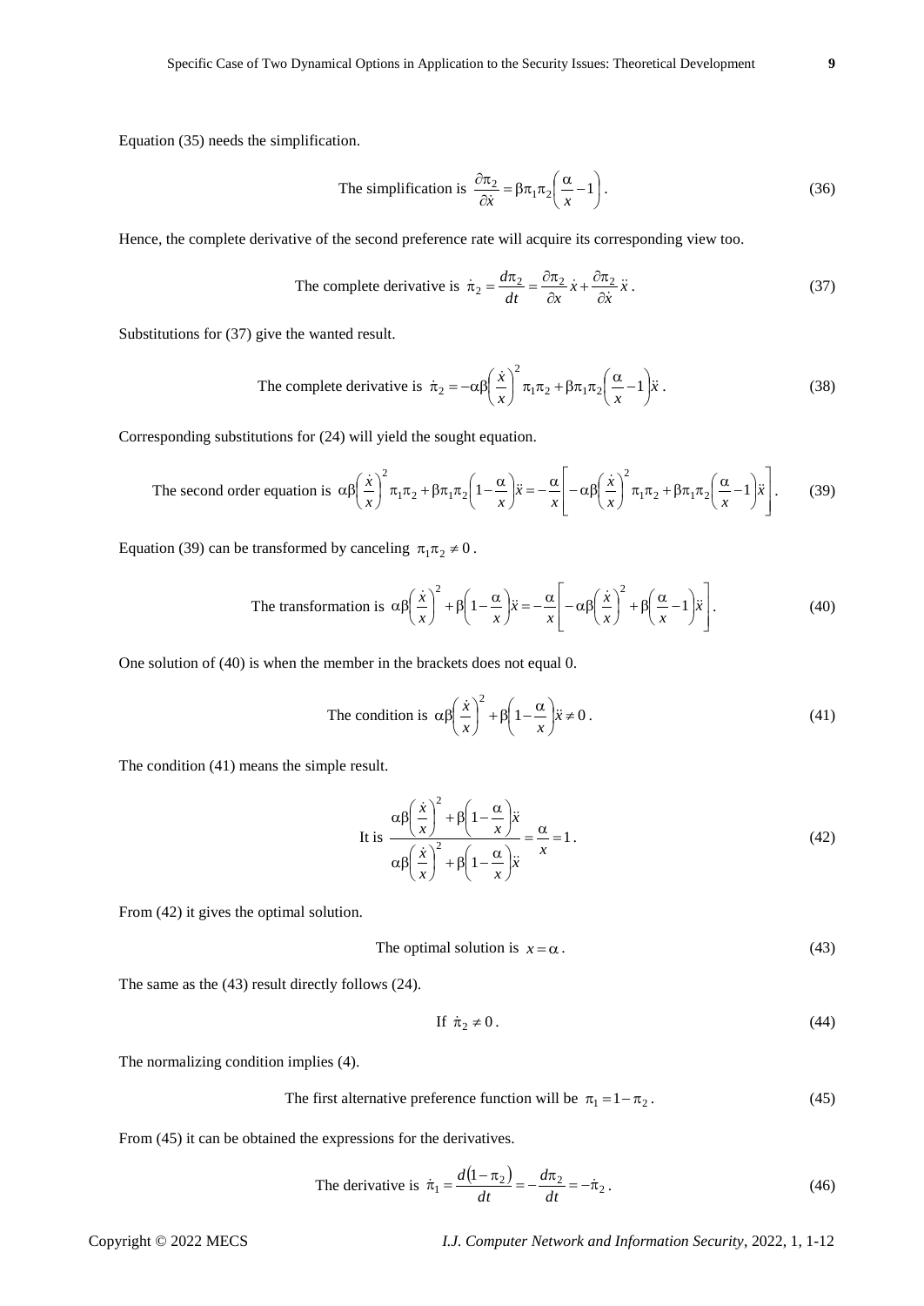Equation (35) needs the simplification.

$$\text{The simplification is } \frac{\partial \pi_2}{\partial \dot{x}} = \beta \pi_1 \pi_2 \left( \frac{\alpha}{x} - 1 \right). \tag{36}$$

Hence, the complete derivative of the second preference rate will acquire its corresponding view too.

$$\text{The complete derivative is } \dot{\pi}_2 = \frac{d\pi_2}{dt} = \frac{\partial \pi_2}{\partial x} \dot{x} + \frac{\partial \pi_2}{\partial \dot{x}} \ddot{x}. \tag{37}$$

Substitutions for (37) give the wanted result.

$$\text{The complete derivative is } \dot{\pi}_2 = -\alpha\beta \left( \frac{\dot{x}}{x} \right)^2 \pi_1 \pi_2 + \beta \pi_1 \pi_2 \left( \frac{\alpha}{x} - 1 \right) \ddot{x}. \tag{38}$$

Corresponding substitutions for (24) will yield the sought equation.

$$\text{The second order equation is } \alpha\beta \left( \frac{\dot{x}}{x} \right)^2 \pi_1 \pi_2 + \beta \pi_1 \pi_2 \left( 1 - \frac{\alpha}{x} \right) \ddot{x} = -\frac{\alpha}{x} \left[ -\alpha\beta \left( \frac{\dot{x}}{x} \right)^2 \pi_1 \pi_2 + \beta \pi_1 \pi_2 \left( \frac{\alpha}{x} - 1 \right) \ddot{x} \right]. \tag{39}$$

Equation (39) can be transformed by canceling $\pi_1 \pi_2 \neq 0$.

$$\text{The transformation is } \alpha\beta \left( \frac{\dot{x}}{x} \right)^2 + \beta \left( 1 - \frac{\alpha}{x} \right) \ddot{x} = -\frac{\alpha}{x} \left[ -\alpha\beta \left( \frac{\dot{x}}{x} \right)^2 + \beta \left( \frac{\alpha}{x} - 1 \right) \ddot{x} \right]. \tag{40}$$

One solution of (40) is when the member in the brackets does not equal 0.

$$\text{The condition is } \alpha\beta \left( \frac{\dot{x}}{x} \right)^2 + \beta \left( 1 - \frac{\alpha}{x} \right) \ddot{x} \neq 0. \tag{41}$$

The condition (41) means the simple result.

$$\text{It is } \frac{\alpha\beta \left( \frac{\dot{x}}{x} \right)^2 + \beta \left( 1 - \frac{\alpha}{x} \right) \ddot{x}}{\alpha\beta \left( \frac{\dot{x}}{x} \right)^2 + \beta \left( 1 - \frac{\alpha}{x} \right) \ddot{x}} = \frac{\alpha}{x} = 1. \tag{42}$$

From (42) it gives the optimal solution.

$$\text{The optimal solution is } x = \alpha. \tag{43}$$

The same as the (43) result directly follows (24).

$$\text{If } \dot{\pi}_2 \neq 0. \tag{44}$$

The normalizing condition implies (4).

$$\text{The first alternative preference function will be } \pi_1 = 1 - \pi_2. \tag{45}$$

From (45) it can be obtained the expressions for the derivatives.

$$\text{The derivative is } \dot{\pi}_1 = \frac{d(1 - \pi_2)}{dt} = -\frac{d\pi_2}{dt} = -\dot{\pi}_2. \tag{46}$$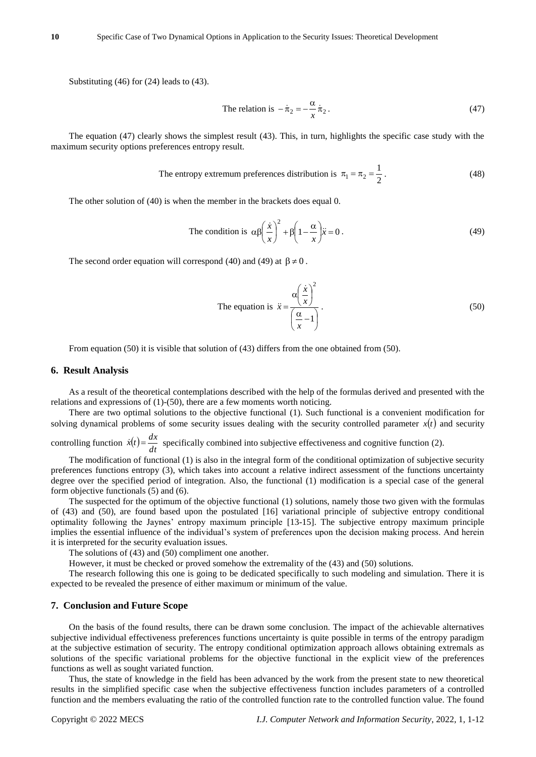Substituting (46) for (24) leads to (43).

$$\text{The relation is } -\dot{\pi}_2 = -\frac{\alpha}{x}\dot{\pi}_2 . \tag{47}$$

The equation (47) clearly shows the simplest result (43). This, in turn, highlights the specific case study with the maximum security options preferences entropy result.

$$\text{The entropy extremum preferences distribution is } \pi_1 = \pi_2 = \frac{1}{2} . \tag{48}$$

The other solution of (40) is when the member in the brackets does equal 0.

$$\text{The condition is } \alpha\beta\left(\frac{\dot{x}}{x}\right)^2 + \beta\left(1 - \frac{\alpha}{x}\right)\ddot{x} = 0 . \tag{49}$$

The second order equation will correspond (40) and (49) at $\beta \neq 0$.

$$\text{The equation is } \ddot{x} = \frac{\alpha\left(\frac{\dot{x}}{x}\right)^2}{\left(\frac{\alpha}{x} - 1\right)} . \tag{50}$$

From equation (50) it is visible that solution of (43) differs from the one obtained from (50).

## 6. Result Analysis

As a result of the theoretical contemplations described with the help of the formulas derived and presented with the relations and expressions of (1)-(50), there are a few moments worth noticing.

There are two optimal solutions to the objective functional (1). Such functional is a convenient modification for solving dynamical problems of some security issues dealing with the security controlled parameter $x(t)$ and security controlling function $\dot{x}(t) = \frac{dx}{dt}$ specifically combined into subjective effectiveness and cognitive function (2).

The modification of functional (1) is also in the integral form of the conditional optimization of subjective security preferences functions entropy (3), which takes into account a relative indirect assessment of the functions uncertainty degree over the specified period of integration. Also, the functional (1) modification is a special case of the general form objective functionals (5) and (6).

The suspected for the optimum of the objective functional (1) solutions, namely those two given with the formulas of (43) and (50), are found based upon the postulated [16] variational principle of subjective entropy conditional optimality following the Jaynes' entropy maximum principle [13-15]. The subjective entropy maximum principle implies the essential influence of the individual's system of preferences upon the decision making process. And herein it is interpreted for the security evaluation issues.

The solutions of (43) and (50) compliment one another.

However, it must be checked or proved somehow the extremality of the (43) and (50) solutions.

The research following this one is going to be dedicated specifically to such modeling and simulation. There it is expected to be revealed the presence of either maximum or minimum of the value.

## 7. Conclusion and Future Scope

On the basis of the found results, there can be drawn some conclusion. The impact of the achievable alternatives subjective individual effectiveness preferences functions uncertainty is quite possible in terms of the entropy paradigm at the subjective estimation of security. The entropy conditional optimization approach allows obtaining extremals as solutions of the specific variational problems for the objective functional in the explicit view of the preferences functions as well as sought variated function.

Thus, the state of knowledge in the field has been advanced by the work from the present state to new theoretical results in the simplified specific case when the subjective effectiveness function includes parameters of a controlled function and the members evaluating the ratio of the controlled function rate to the controlled function value. The found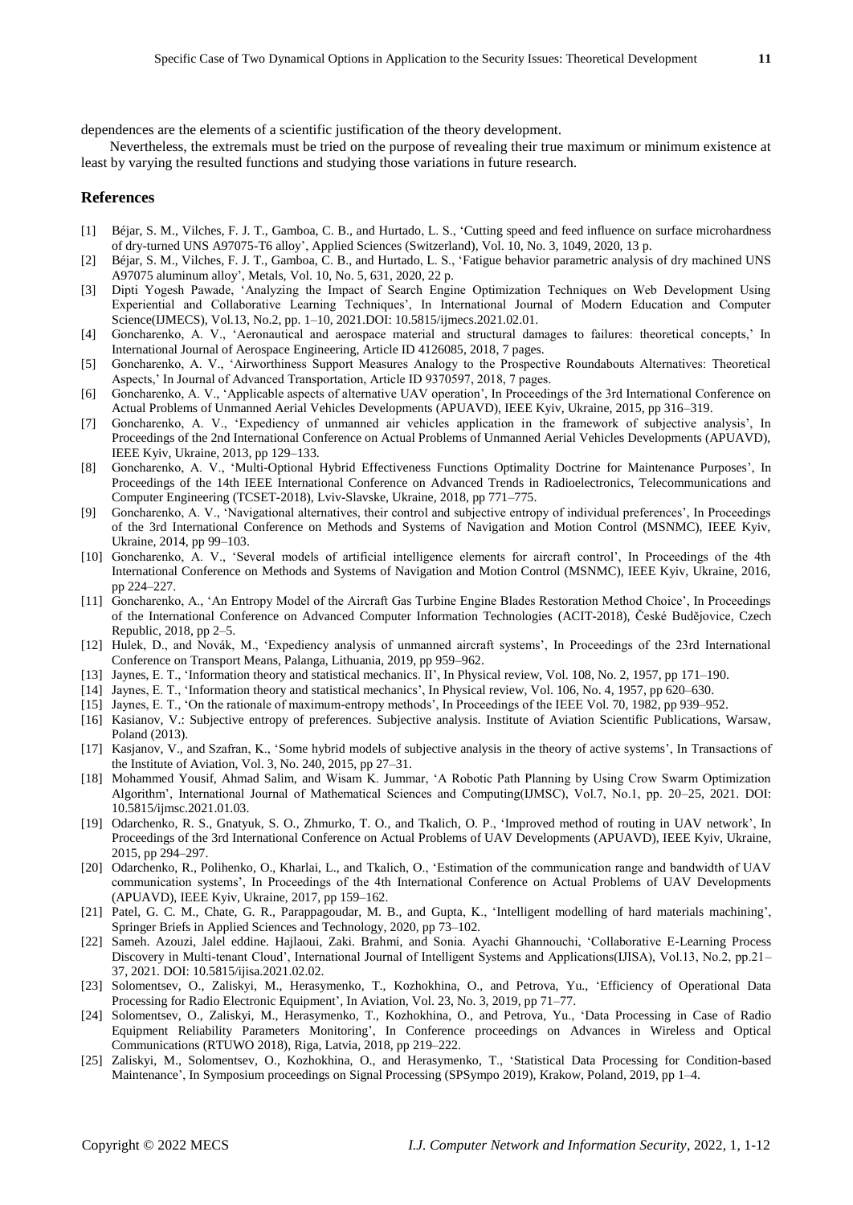dependences are the elements of a scientific justification of the theory development.

Nevertheless, the extremals must be tried on the purpose of revealing their true maximum or minimum existence at least by varying the resulted functions and studying those variations in future research.

## References

[1] Béjar, S. M., Vilches, F. J. T., Gamboa, C. B., and Hurtado, L. S., 'Cutting speed and feed influence on surface microhardness of dry-turned UNS A97075-T6 alloy', Applied Sciences (Switzerland), Vol. 10, No. 3, 1049, 2020, 13 p.

[2] Béjar, S. M., Vilches, F. J. T., Gamboa, C. B., and Hurtado, L. S., 'Fatigue behavior parametric analysis of dry machined UNS A97075 aluminum alloy', Metals, Vol. 10, No. 5, 631, 2020, 22 p.

[3] Dipti Yogesh Pawade, 'Analyzing the Impact of Search Engine Optimization Techniques on Web Development Using Experiential and Collaborative Learning Techniques', In International Journal of Modern Education and Computer Science(IJMECS), Vol.13, No.2, pp. 1–10, 2021.DOI: 10.5815/ijmecs.2021.02.01.

[4] Goncharenko, A. V., 'Aeronautical and aerospace material and structural damages to failures: theoretical concepts,' In International Journal of Aerospace Engineering, Article ID 4126085, 2018, 7 pages.

[5] Goncharenko, A. V., 'Airworthiness Support Measures Analogy to the Prospective Roundabouts Alternatives: Theoretical Aspects,' In Journal of Advanced Transportation, Article ID 9370597, 2018, 7 pages.

[6] Goncharenko, A. V., 'Applicable aspects of alternative UAV operation', In Proceedings of the 3rd International Conference on Actual Problems of Unmanned Aerial Vehicles Developments (APUAVD), IEEE Kyiv, Ukraine, 2015, pp 316–319.

[7] Goncharenko, A. V., 'Expediency of unmanned air vehicles application in the framework of subjective analysis', In Proceedings of the 2nd International Conference on Actual Problems of Unmanned Aerial Vehicles Developments (APUAVD), IEEE Kyiv, Ukraine, 2013, pp 129–133.

[8] Goncharenko, A. V., 'Multi-Optional Hybrid Effectiveness Functions Optimality Doctrine for Maintenance Purposes', In Proceedings of the 14th IEEE International Conference on Advanced Trends in Radioelectronics, Telecommunications and Computer Engineering (TCSET-2018), Lviv-Slavske, Ukraine, 2018, pp 771–775.

[9] Goncharenko, A. V., 'Navigational alternatives, their control and subjective entropy of individual preferences', In Proceedings of the 3rd International Conference on Methods and Systems of Navigation and Motion Control (MSNMC), IEEE Kyiv, Ukraine, 2014, pp 99–103.

[10] Goncharenko, A. V., 'Several models of artificial intelligence elements for aircraft control', In Proceedings of the 4th International Conference on Methods and Systems of Navigation and Motion Control (MSNMC), IEEE Kyiv, Ukraine, 2016, pp 224–227.

[11] Goncharenko, A., 'An Entropy Model of the Aircraft Gas Turbine Engine Blades Restoration Method Choice', In Proceedings of the International Conference on Advanced Computer Information Technologies (ACIT-2018), České Budějovice, Czech Republic, 2018, pp 2–5.

[12] Hulek, D., and Novák, M., 'Expediency analysis of unmanned aircraft systems', In Proceedings of the 23rd International Conference on Transport Means, Palanga, Lithuania, 2019, pp 959–962.

[13] Jaynes, E. T., 'Information theory and statistical mechanics. II', In Physical review, Vol. 108, No. 2, 1957, pp 171–190.

[14] Jaynes, E. T., 'Information theory and statistical mechanics', In Physical review, Vol. 106, No. 4, 1957, pp 620–630.

[15] Jaynes, E. T., 'On the rationale of maximum-entropy methods', In Proceedings of the IEEE Vol. 70, 1982, pp 939–952.

[16] Kasianov, V.: Subjective entropy of preferences. Subjective analysis. Institute of Aviation Scientific Publications, Warsaw, Poland (2013).

[17] Kasjanov, V., and Szafran, K., 'Some hybrid models of subjective analysis in the theory of active systems', In Transactions of the Institute of Aviation, Vol. 3, No. 240, 2015, pp 27–31.

[18] Mohammed Yousif, Ahmad Salim, and Wisam K. Jummar, 'A Robotic Path Planning by Using Crow Swarm Optimization Algorithm', International Journal of Mathematical Sciences and Computing(IJMSC), Vol.7, No.1, pp. 20–25, 2021. DOI: 10.5815/ijmsc.2021.01.03.

[19] Odarchenko, R. S., Gnatyuk, S. O., Zhmurko, T. O., and Tkalich, O. P., 'Improved method of routing in UAV network', In Proceedings of the 3rd International Conference on Actual Problems of UAV Developments (APUAVD), IEEE Kyiv, Ukraine, 2015, pp 294–297.

[20] Odarchenko, R., Polihenko, O., Kharlai, L., and Tkalich, O., 'Estimation of the communication range and bandwidth of UAV communication systems', In Proceedings of the 4th International Conference on Actual Problems of UAV Developments (APUAVD), IEEE Kyiv, Ukraine, 2017, pp 159–162.

[21] Patel, G. C. M., Chate, G. R., Parappagoudar, M. B., and Gupta, K., 'Intelligent modelling of hard materials machining', Springer Briefs in Applied Sciences and Technology, 2020, pp 73–102.

[22] Sameh. Azouzi, Jalel eddine. Hajlaoui, Zaki. Brahmi, and Sonia. Ayachi Ghannouchi, 'Collaborative E-Learning Process Discovery in Multi-tenant Cloud', International Journal of Intelligent Systems and Applications(IJISA), Vol.13, No.2, pp.21–37, 2021. DOI: 10.5815/ijisa.2021.02.02.

[23] Solomentsev, O., Zaliskyi, M., Herasymenko, T., Kozhokhina, O., and Petrova, Yu., 'Efficiency of Operational Data Processing for Radio Electronic Equipment', In Aviation, Vol. 23, No. 3, 2019, pp 71–77.

[24] Solomentsev, O., Zaliskyi, M., Herasymenko, T., Kozhokhina, O., and Petrova, Yu., 'Data Processing in Case of Radio Equipment Reliability Parameters Monitoring', In Conference proceedings on Advances in Wireless and Optical Communications (RTUWO 2018), Riga, Latvia, 2018, pp 219–222.

[25] Zaliskyi, M., Solomentsev, O., Kozhokhina, O., and Herasymenko, T., 'Statistical Data Processing for Condition-based Maintenance', In Symposium proceedings on Signal Processing (SPSympo 2019), Krakow, Poland, 2019, pp 1–4.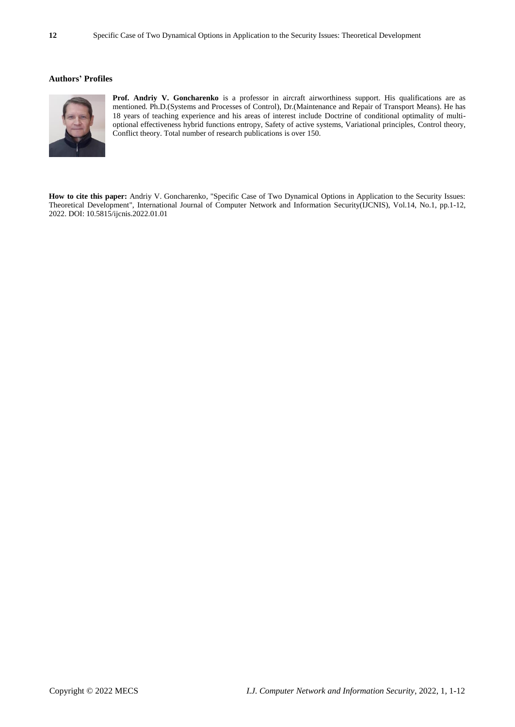**Authors' Profiles**

**Prof. Andriy V. Goncharenko** is a professor in aircraft airworthiness support. His qualifications are as mentioned. Ph.D.(Systems and Processes of Control), Dr.(Maintenance and Repair of Transport Means). He has 18 years of teaching experience and his areas of interest include Doctrine of conditional optimality of multi-optional effectiveness hybrid functions entropy, Safety of active systems, Variational principles, Control theory, Conflict theory. Total number of research publications is over 150.

**How to cite this paper:** Andriy V. Goncharenko, "Specific Case of Two Dynamical Options in Application to the Security Issues: Theoretical Development", International Journal of Computer Network and Information Security(IJCNIS), Vol.14, No.1, pp.1-12, 2022. DOI: 10.5815/ijcnis.2022.01.01